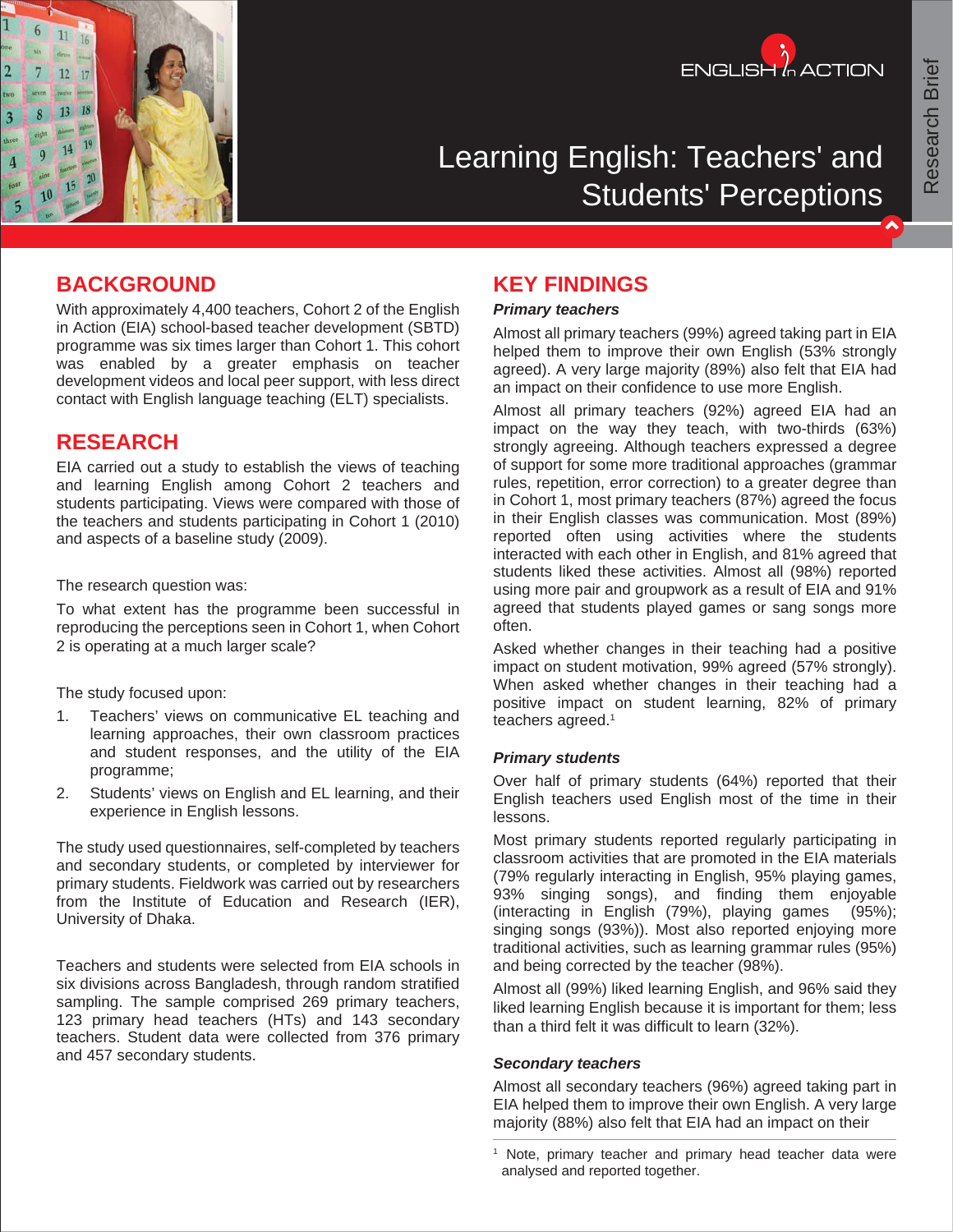ENGLISH in ACTION

Research Brief

# Learning English: Teachers' and Students' Perceptions

## BACKGROUND

With approximately 4,400 teachers, Cohort 2 of the English in Action (EIA) school-based teacher development (SBTD) programme was six times larger than Cohort 1. This cohort was enabled by a greater emphasis on teacher development videos and local peer support, with less direct contact with English language teaching (ELT) specialists.

## RESEARCH

EIA carried out a study to establish the views of teaching and learning English among Cohort 2 teachers and students participating. Views were compared with those of the teachers and students participating in Cohort 1 (2010) and aspects of a baseline study (2009).

The research question was:

To what extent has the programme been successful in reproducing the perceptions seen in Cohort 1, when Cohort 2 is operating at a much larger scale?

The study focused upon:

1. Teachers' views on communicative EL teaching and learning approaches, their own classroom practices and student responses, and the utility of the EIA programme;
2. Students' views on English and EL learning, and their experience in English lessons.

The study used questionnaires, self-completed by teachers and secondary students, or completed by interviewer for primary students. Fieldwork was carried out by researchers from the Institute of Education and Research (IER), University of Dhaka.

Teachers and students were selected from EIA schools in six divisions across Bangladesh, through random stratified sampling. The sample comprised 269 primary teachers, 123 primary head teachers (HTs) and 143 secondary teachers. Student data were collected from 376 primary and 457 secondary students.

## KEY FINDINGS

### *Primary teachers*

Almost all primary teachers (99%) agreed taking part in EIA helped them to improve their own English (53% strongly agreed). A very large majority (89%) also felt that EIA had an impact on their confidence to use more English.

Almost all primary teachers (92%) agreed EIA had an impact on the way they teach, with two-thirds (63%) strongly agreeing. Although teachers expressed a degree of support for some more traditional approaches (grammar rules, repetition, error correction) to a greater degree than in Cohort 1, most primary teachers (87%) agreed the focus in their English classes was communication. Most (89%) reported often using activities where the students interacted with each other in English, and 81% agreed that students liked these activities. Almost all (98%) reported using more pair and groupwork as a result of EIA and 91% agreed that students played games or sang songs more often.

Asked whether changes in their teaching had a positive impact on student motivation, 99% agreed (57% strongly). When asked whether changes in their teaching had a positive impact on student learning, 82% of primary teachers agreed.[1]

### *Primary students*

Over half of primary students (64%) reported that their English teachers used English most of the time in their lessons.

Most primary students reported regularly participating in classroom activities that are promoted in the EIA materials (79% regularly interacting in English, 95% playing games, 93% singing songs), and finding them enjoyable (interacting in English (79%), playing games (95%); singing songs (93%)). Most also reported enjoying more traditional activities, such as learning grammar rules (95%) and being corrected by the teacher (98%).

Almost all (99%) liked learning English, and 96% said they liked learning English because it is important for them; less than a third felt it was difficult to learn (32%).

### *Secondary teachers*

Almost all secondary teachers (96%) agreed taking part in EIA helped them to improve their own English. A very large majority (88%) also felt that EIA had an impact on their

[1] Note, primary teacher and primary head teacher data were analysed and reported together.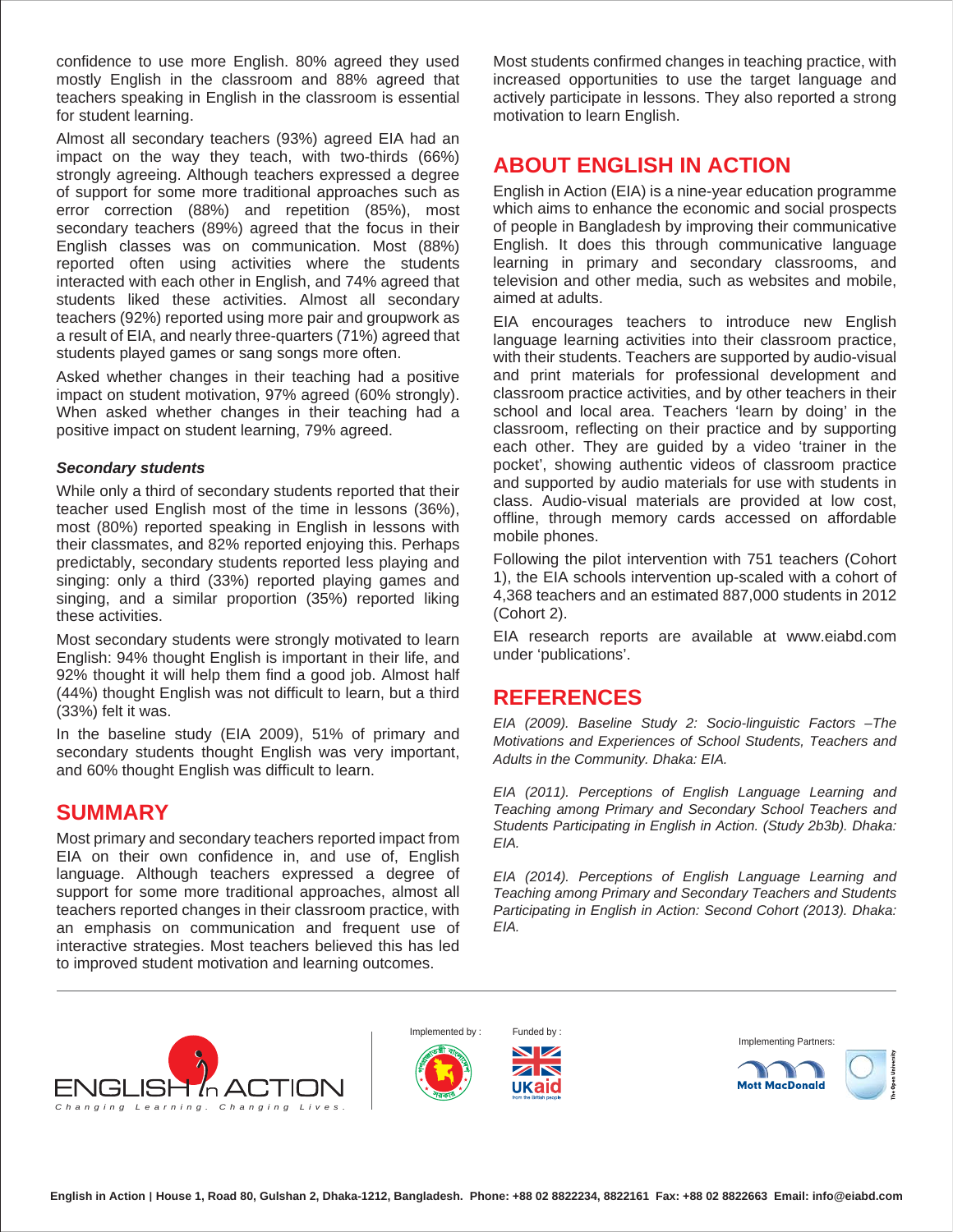confidence to use more English. 80% agreed they used mostly English in the classroom and 88% agreed that teachers speaking in English in the classroom is essential for student learning.

Almost all secondary teachers (93%) agreed EIA had an impact on the way they teach, with two-thirds (66%) strongly agreeing. Although teachers expressed a degree of support for some more traditional approaches such as error correction (88%) and repetition (85%), most secondary teachers (89%) agreed that the focus in their English classes was on communication. Most (88%) reported often using activities where the students interacted with each other in English, and 74% agreed that students liked these activities. Almost all secondary teachers (92%) reported using more pair and groupwork as a result of EIA, and nearly three-quarters (71%) agreed that students played games or sang songs more often.

Asked whether changes in their teaching had a positive impact on student motivation, 97% agreed (60% strongly). When asked whether changes in their teaching had a positive impact on student learning, 79% agreed.

### *Secondary students*

While only a third of secondary students reported that their teacher used English most of the time in lessons (36%), most (80%) reported speaking in English in lessons with their classmates, and 82% reported enjoying this. Perhaps predictably, secondary students reported less playing and singing: only a third (33%) reported playing games and singing, and a similar proportion (35%) reported liking these activities.

Most secondary students were strongly motivated to learn English: 94% thought English is important in their life, and 92% thought it will help them find a good job. Almost half (44%) thought English was not difficult to learn, but a third (33%) felt it was.

In the baseline study (EIA 2009), 51% of primary and secondary students thought English was very important, and 60% thought English was difficult to learn.

## SUMMARY

Most primary and secondary teachers reported impact from EIA on their own confidence in, and use of, English language. Although teachers expressed a degree of support for some more traditional approaches, almost all teachers reported changes in their classroom practice, with an emphasis on communication and frequent use of interactive strategies. Most teachers believed this has led to improved student motivation and learning outcomes.

Most students confirmed changes in teaching practice, with increased opportunities to use the target language and actively participate in lessons. They also reported a strong motivation to learn English.

## ABOUT ENGLISH IN ACTION

English in Action (EIA) is a nine-year education programme which aims to enhance the economic and social prospects of people in Bangladesh by improving their communicative English. It does this through communicative language learning in primary and secondary classrooms, and television and other media, such as websites and mobile, aimed at adults.

EIA encourages teachers to introduce new English language learning activities into their classroom practice, with their students. Teachers are supported by audio-visual and print materials for professional development and classroom practice activities, and by other teachers in their school and local area. Teachers 'learn by doing' in the classroom, reflecting on their practice and by supporting each other. They are guided by a video 'trainer in the pocket', showing authentic videos of classroom practice and supported by audio materials for use with students in class. Audio-visual materials are provided at low cost, offline, through memory cards accessed on affordable mobile phones.

Following the pilot intervention with 751 teachers (Cohort 1), the EIA schools intervention up-scaled with a cohort of 4,368 teachers and an estimated 887,000 students in 2012 (Cohort 2).

EIA research reports are available at www.eiabd.com under 'publications'.

## REFERENCES

*EIA (2009). Baseline Study 2: Socio-linguistic Factors –The Motivations and Experiences of School Students, Teachers and Adults in the Community. Dhaka: EIA.*

*EIA (2011). Perceptions of English Language Learning and Teaching among Primary and Secondary School Teachers and Students Participating in English in Action. (Study 2b3b). Dhaka: EIA.*

*EIA (2014). Perceptions of English Language Learning and Teaching among Primary and Secondary Teachers and Students Participating in English in Action: Second Cohort (2013). Dhaka: EIA.*

ENGLISH IN ACTION
Changing Learning. Changing Lives.

Implemented by :

Funded by :

UKaid from the British people

Implementing Partners:

Mott MacDonald

The Open University

English in Action | House 1, Road 80, Gulshan 2, Dhaka-1212, Bangladesh. Phone: +88 02 8822234, 8822161 Fax: +88 02 8822663 Email: info@eiabd.com